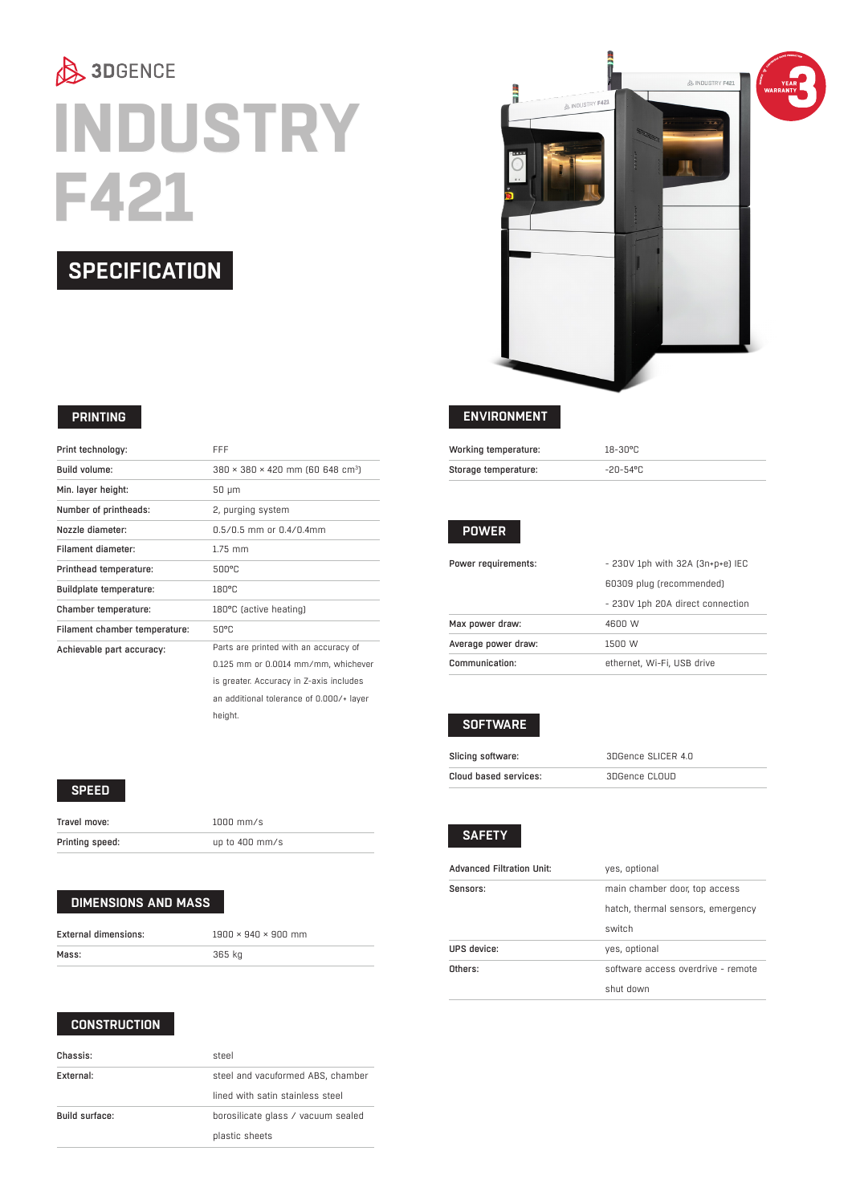3DGENCE

# INDUSTRY F421

## SPECIFICATION

### PRINTING

| | |
|---|---|
| Print technology: | FFF |
| Build volume: | 380 × 380 × 420 mm (60 648 cm³) |
| Min. layer height: | 50 µm |
| Number of printheads: | 2, purging system |
| Nozzle diameter: | 0.5/0.5 mm or 0.4/0.4mm |
| Filament diameter: | 1.75 mm |
| Printhead temperature: | 500°C |
| Buildplate temperature: | 180°C |
| Chamber temperature: | 180°C (active heating) |
| Filament chamber temperature: | 50°C |
| Achievable part accuracy: | Parts are printed with an accuracy of 0.125 mm or 0.0014 mm/mm, whichever is greater. Accuracy in Z-axis includes an additional tolerance of 0.000/+ layer height. |

### SPEED

| | |
|---|---|
| Travel move: | 1000 mm/s |
| Printing speed: | up to 400 mm/s |

### DIMENSIONS AND MASS

| | |
|---|---|
| External dimensions: | 1900 × 940 × 900 mm |
| Mass: | 365 kg |

### CONSTRUCTION

| | |
|---|---|
| Chassis: | steel |
| External: | steel and vacuformed ABS, chamber lined with satin stainless steel |
| Build surface: | borosilicate glass / vacuum sealed plastic sheets |

### ENVIRONMENT

| | |
|---|---|
| Working temperature: | 18-30°C |
| Storage temperature: | -20-54°C |

### POWER

| | |
|---|---|
| Power requirements: | - 230V 1ph with 32A (3n+p+e) IEC 60309 plug (recommended)<br>- 230V 1ph 20A direct connection |
| Max power draw: | 4600 W |
| Average power draw: | 1500 W |
| Communication: | ethernet, Wi-Fi, USB drive |

### SOFTWARE

| | |
|---|---|
| Slicing software: | 3DGence SLICER 4.0 |
| Cloud based services: | 3DGence CLOUD |

### SAFETY

| | |
|---|---|
| Advanced Filtration Unit: | yes, optional |
| Sensors: | main chamber door, top access hatch, thermal sensors, emergency switch |
| UPS device: | yes, optional |
| Others: | software access overdrive - remote shut down |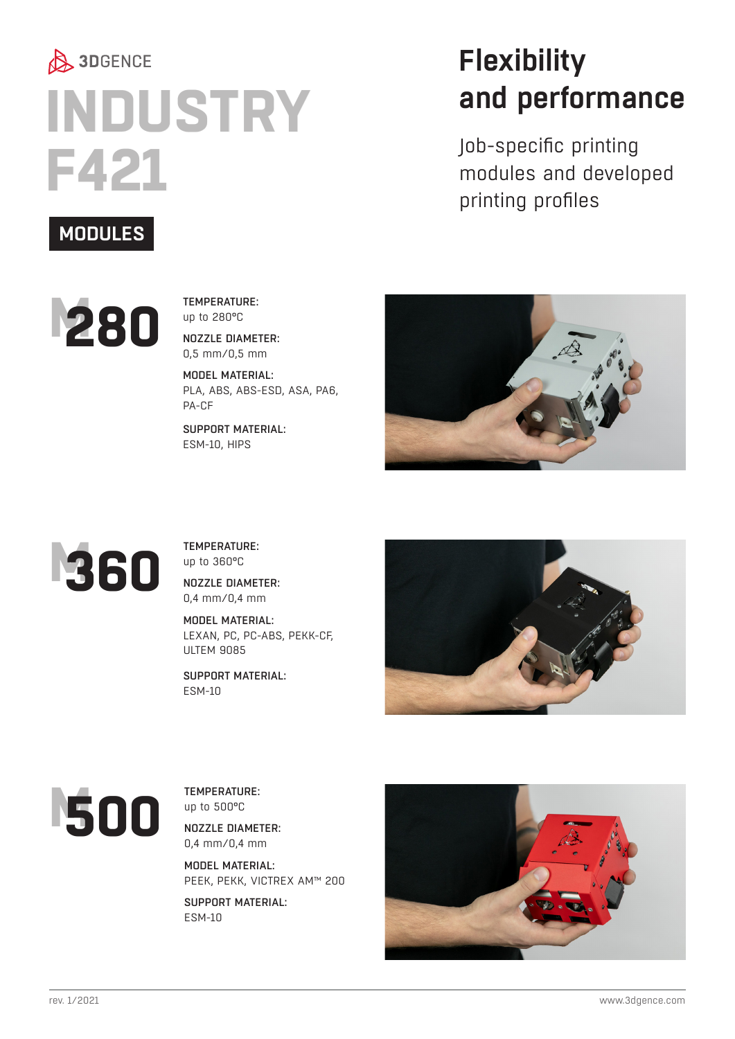3DGENCE

# INDUSTRY F421

## MODULES

# Flexibility and performance

Job-specific printing modules and developed printing profiles

### M280

**TEMPERATURE:**
up to 280°C

**NOZZLE DIAMETER:**
0,5 mm/0,5 mm

**MODEL MATERIAL:**
PLA, ABS, ABS-ESD, ASA, PA6, PA-CF

**SUPPORT MATERIAL:**
ESM-10, HIPS

### M360

**TEMPERATURE:**
up to 360°C

**NOZZLE DIAMETER:**
0,4 mm/0,4 mm

**MODEL MATERIAL:**
LEXAN, PC, PC-ABS, PEKK-CF, ULTEM 9085

**SUPPORT MATERIAL:**
ESM-10

### M500

**TEMPERATURE:**
up to 500°C

**NOZZLE DIAMETER:**
0,4 mm/0,4 mm

**MODEL MATERIAL:**
PEEK, PEKK, VICTREX AM™ 200

**SUPPORT MATERIAL:**
ESM-10

rev. 1/2021

www.3dgence.com